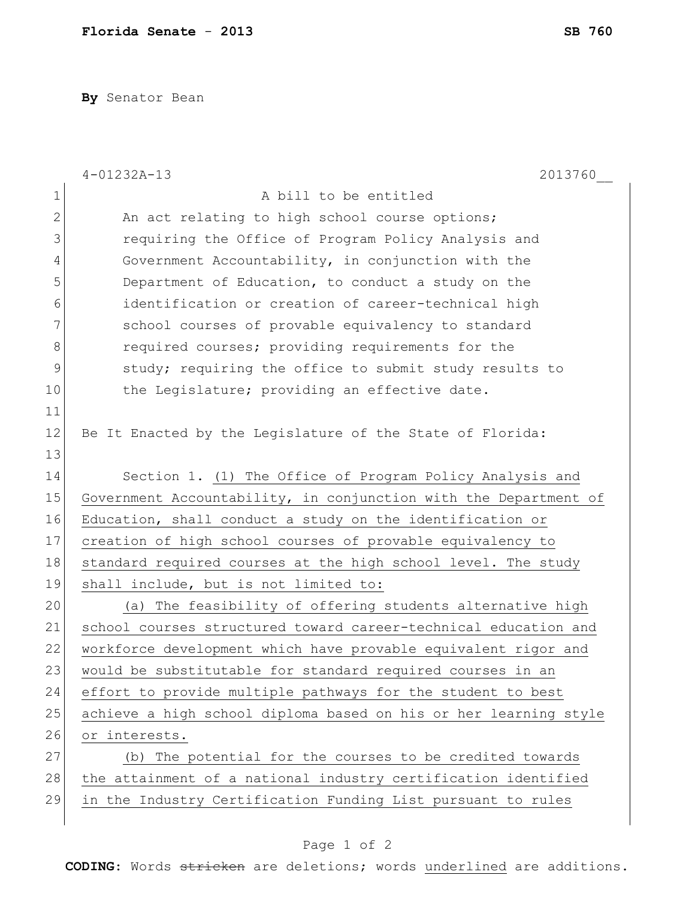**By** Senator Bean

4-01232A-13 2013760__

A bill to be entitled

An act relating to high school course options; requiring the Office of Program Policy Analysis and Government Accountability, in conjunction with the Department of Education, to conduct a study on the identification or creation of career-technical high school courses of provable equivalency to standard required courses; providing requirements for the study; requiring the office to submit study results to the Legislature; providing an effective date.

Be It Enacted by the Legislature of the State of Florida:

Section 1. <u>(1) The Office of Program Policy Analysis and Government Accountability, in conjunction with the Department of Education, shall conduct a study on the identification or creation of high school courses of provable equivalency to standard required courses at the high school level. The study shall include, but is not limited to:</u>

<u>(a) The feasibility of offering students alternative high school courses structured toward career-technical education and workforce development which have provable equivalent rigor and would be substitutable for standard required courses in an effort to provide multiple pathways for the student to best achieve a high school diploma based on his or her learning style or interests.</u>

<u>(b) The potential for the courses to be credited towards the attainment of a national industry certification identified in the Industry Certification Funding List pursuant to rules</u>

**CODING:** Words ~~stricken~~ are deletions; words <u>underlined</u> are additions.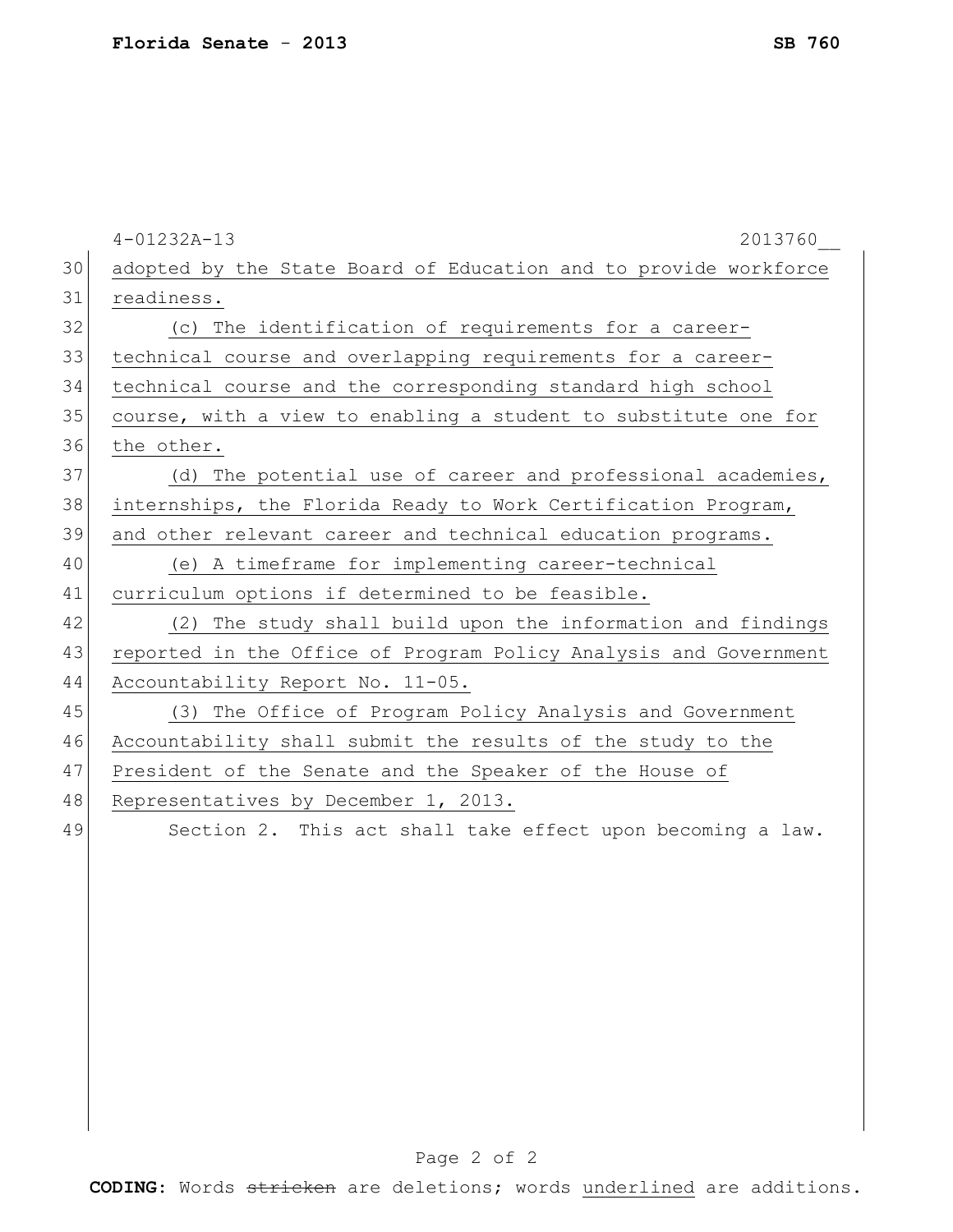adopted by the State Board of Education and to provide workforce readiness.

(c) The identification of requirements for a career-technical course and overlapping requirements for a career-technical course and the corresponding standard high school course, with a view to enabling a student to substitute one for the other.

(d) The potential use of career and professional academies, internships, the Florida Ready to Work Certification Program, and other relevant career and technical education programs.

(e) A timeframe for implementing career-technical curriculum options if determined to be feasible.

(2) The study shall build upon the information and findings reported in the Office of Program Policy Analysis and Government Accountability Report No. 11-05.

(3) The Office of Program Policy Analysis and Government Accountability shall submit the results of the study to the President of the Senate and the Speaker of the House of Representatives by December 1, 2013.

Section 2. This act shall take effect upon becoming a law.

**CODING:** Words ~~stricken~~ are deletions; words underlined are additions.